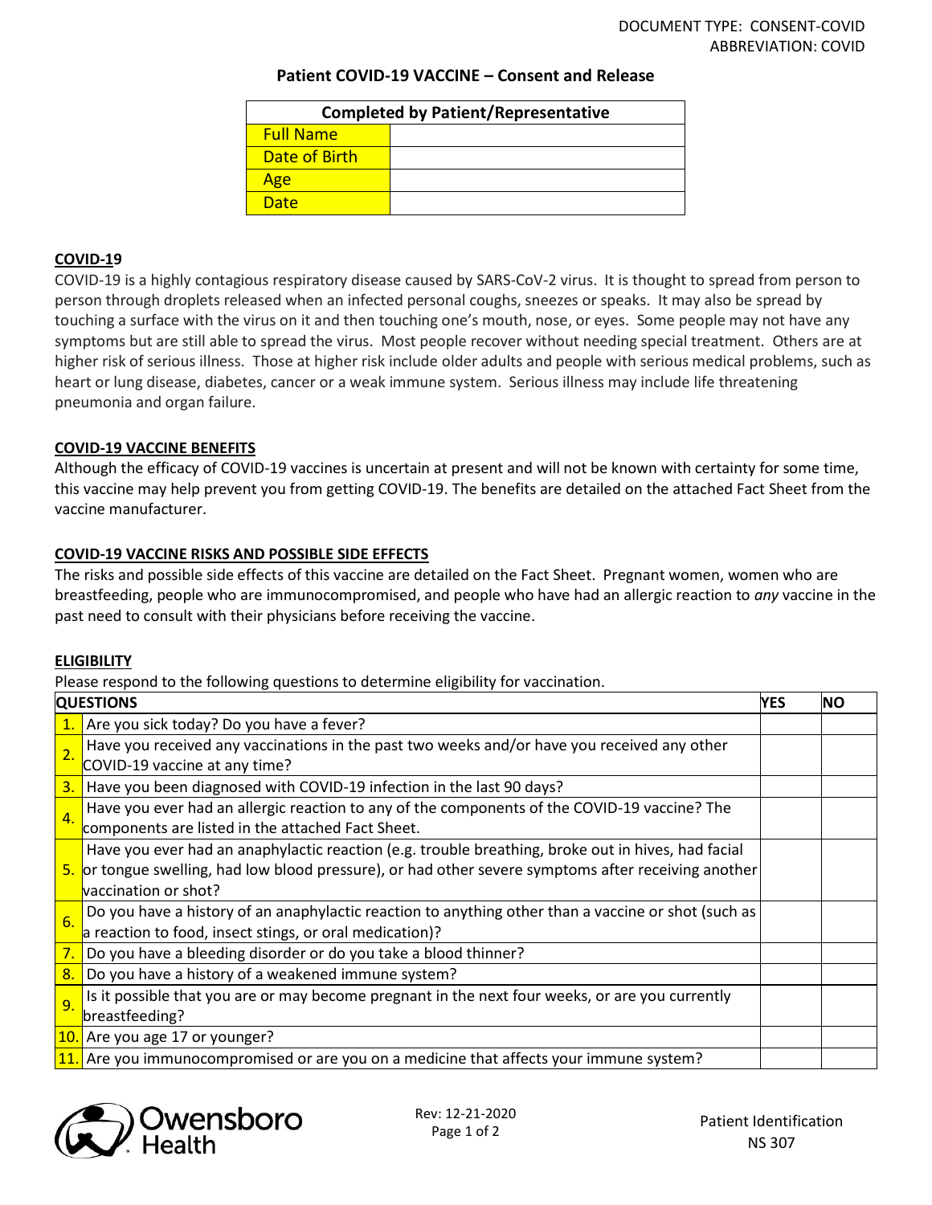DOCUMENT TYPE: CONSENT-COVID
ABBREVIATION: COVID

# Patient COVID-19 VACCINE – Consent and Release

| Completed by Patient/Representative | |
|---|---|
| Full Name | |
| Date of Birth | |
| Age | |
| Date | |

## COVID-19

COVID-19 is a highly contagious respiratory disease caused by SARS-CoV-2 virus. It is thought to spread from person to person through droplets released when an infected personal coughs, sneezes or speaks. It may also be spread by touching a surface with the virus on it and then touching one's mouth, nose, or eyes. Some people may not have any symptoms but are still able to spread the virus. Most people recover without needing special treatment. Others are at higher risk of serious illness. Those at higher risk include older adults and people with serious medical problems, such as heart or lung disease, diabetes, cancer or a weak immune system. Serious illness may include life threatening pneumonia and organ failure.

## COVID-19 VACCINE BENEFITS

Although the efficacy of COVID-19 vaccines is uncertain at present and will not be known with certainty for some time, this vaccine may help prevent you from getting COVID-19. The benefits are detailed on the attached Fact Sheet from the vaccine manufacturer.

## COVID-19 VACCINE RISKS AND POSSIBLE SIDE EFFECTS

The risks and possible side effects of this vaccine are detailed on the Fact Sheet. Pregnant women, women who are breastfeeding, people who are immunocompromised, and people who have had an allergic reaction to *any* vaccine in the past need to consult with their physicians before receiving the vaccine.

## ELIGIBILITY

Please respond to the following questions to determine eligibility for vaccination.

| | QUESTIONS | YES | NO |
|---|---|---|---|
| 1. | Are you sick today? Do you have a fever? | | |
| 2. | Have you received any vaccinations in the past two weeks and/or have you received any other COVID-19 vaccine at any time? | | |
| 3. | Have you been diagnosed with COVID-19 infection in the last 90 days? | | |
| 4. | Have you ever had an allergic reaction to any of the components of the COVID-19 vaccine? The components are listed in the attached Fact Sheet. | | |
| 5. | Have you ever had an anaphylactic reaction (e.g. trouble breathing, broke out in hives, had facial or tongue swelling, had low blood pressure), or had other severe symptoms after receiving another vaccination or shot? | | |
| 6. | Do you have a history of an anaphylactic reaction to anything other than a vaccine or shot (such as a reaction to food, insect stings, or oral medication)? | | |
| 7. | Do you have a bleeding disorder or do you take a blood thinner? | | |
| 8. | Do you have a history of a weakened immune system? | | |
| 9. | Is it possible that you are or may become pregnant in the next four weeks, or are you currently breastfeeding? | | |
| 10. | Are you age 17 or younger? | | |
| 11. | Are you immunocompromised or are you on a medicine that affects your immune system? | | |

Owensboro Health

Rev: 12-21-2020

Patient Identification
NS 307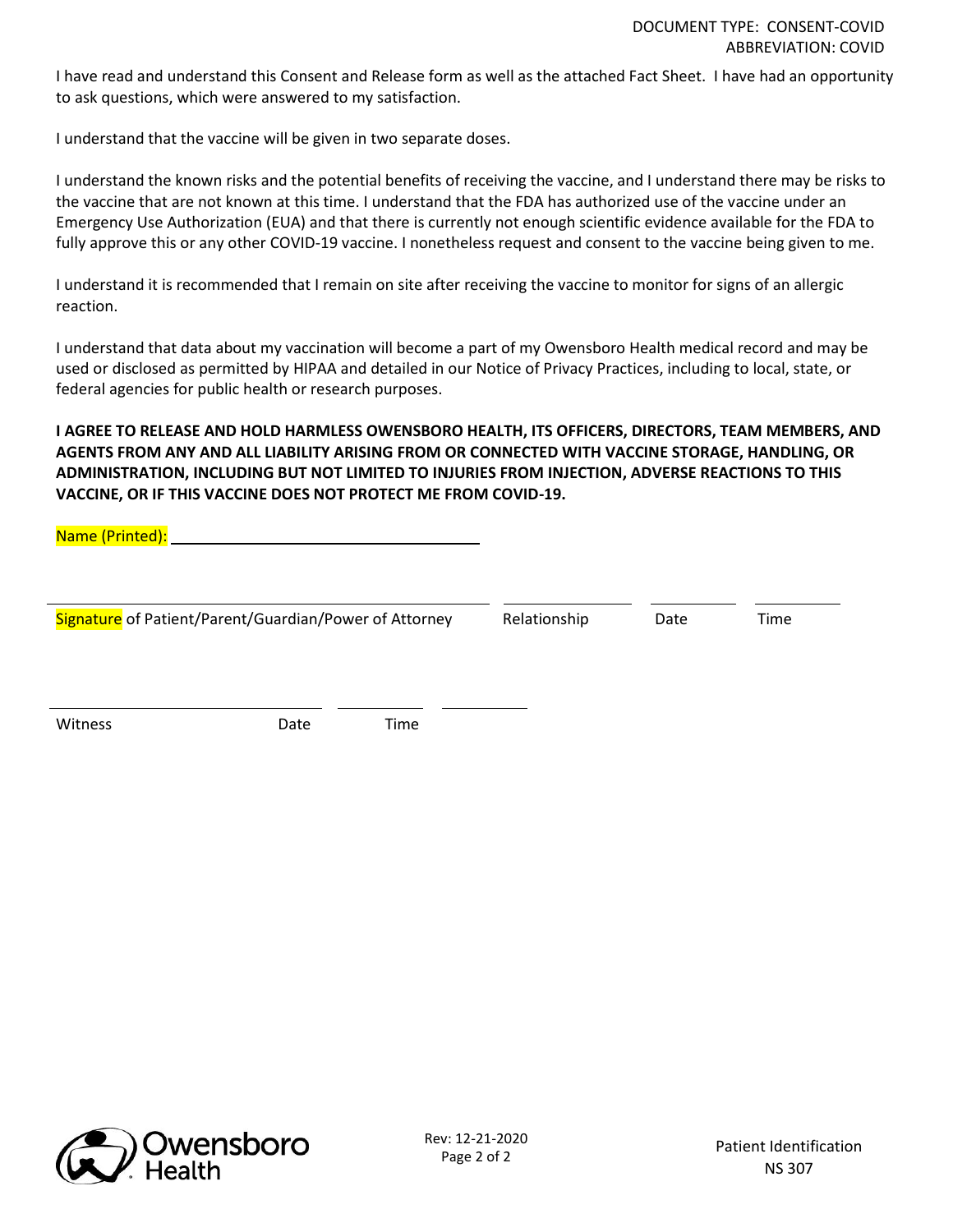I have read and understand this Consent and Release form as well as the attached Fact Sheet. I have had an opportunity to ask questions, which were answered to my satisfaction.

I understand that the vaccine will be given in two separate doses.

I understand the known risks and the potential benefits of receiving the vaccine, and I understand there may be risks to the vaccine that are not known at this time. I understand that the FDA has authorized use of the vaccine under an Emergency Use Authorization (EUA) and that there is currently not enough scientific evidence available for the FDA to fully approve this or any other COVID-19 vaccine. I nonetheless request and consent to the vaccine being given to me.

I understand it is recommended that I remain on site after receiving the vaccine to monitor for signs of an allergic reaction.

I understand that data about my vaccination will become a part of my Owensboro Health medical record and may be used or disclosed as permitted by HIPAA and detailed in our Notice of Privacy Practices, including to local, state, or federal agencies for public health or research purposes.

**I AGREE TO RELEASE AND HOLD HARMLESS OWENSBORO HEALTH, ITS OFFICERS, DIRECTORS, TEAM MEMBERS, AND AGENTS FROM ANY AND ALL LIABILITY ARISING FROM OR CONNECTED WITH VACCINE STORAGE, HANDLING, OR ADMINISTRATION, INCLUDING BUT NOT LIMITED TO INJURIES FROM INJECTION, ADVERSE REACTIONS TO THIS VACCINE, OR IF THIS VACCINE DOES NOT PROTECT ME FROM COVID-19.**

Name (Printed): ___________________________________

______________________________________________ ____________ ____________ ____________
Signature of Patient/Parent/Guardian/Power of Attorney Relationship Date Time

__________________________ ____________ ____________
Witness Date Time

Owensboro Health

Rev: 12-21-2020

Patient Identification

NS 307